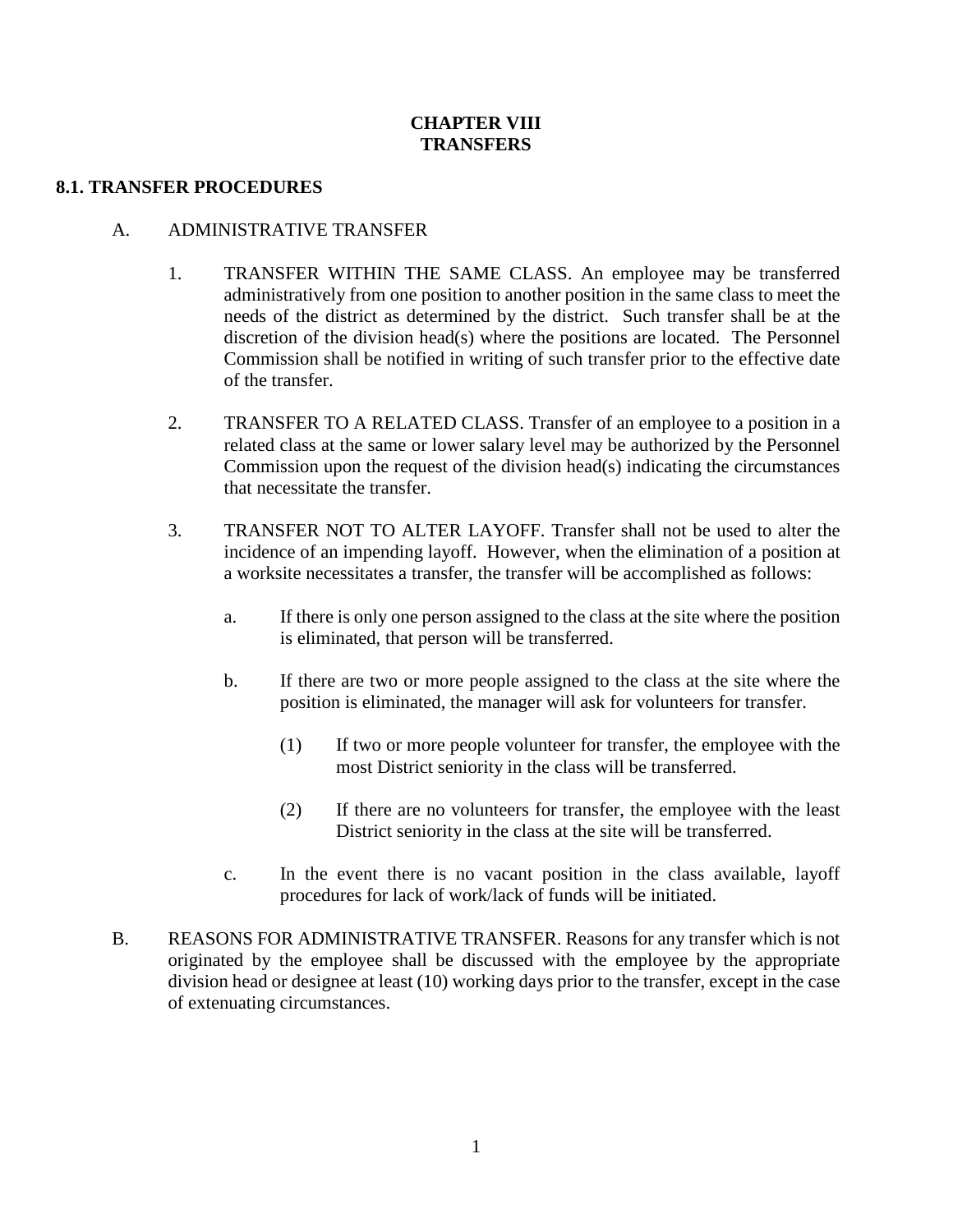# CHAPTER VIII
# TRANSFERS

## 8.1. TRANSFER PROCEDURES

A. ADMINISTRATIVE TRANSFER

1. TRANSFER WITHIN THE SAME CLASS. An employee may be transferred administratively from one position to another position in the same class to meet the needs of the district as determined by the district. Such transfer shall be at the discretion of the division head(s) where the positions are located. The Personnel Commission shall be notified in writing of such transfer prior to the effective date of the transfer.

2. TRANSFER TO A RELATED CLASS. Transfer of an employee to a position in a related class at the same or lower salary level may be authorized by the Personnel Commission upon the request of the division head(s) indicating the circumstances that necessitate the transfer.

3. TRANSFER NOT TO ALTER LAYOFF. Transfer shall not be used to alter the incidence of an impending layoff. However, when the elimination of a position at a worksite necessitates a transfer, the transfer will be accomplished as follows:

   a. If there is only one person assigned to the class at the site where the position is eliminated, that person will be transferred.

   b. If there are two or more people assigned to the class at the site where the position is eliminated, the manager will ask for volunteers for transfer.

      (1) If two or more people volunteer for transfer, the employee with the most District seniority in the class will be transferred.

      (2) If there are no volunteers for transfer, the employee with the least District seniority in the class at the site will be transferred.

   c. In the event there is no vacant position in the class available, layoff procedures for lack of work/lack of funds will be initiated.

B. REASONS FOR ADMINISTRATIVE TRANSFER. Reasons for any transfer which is not originated by the employee shall be discussed with the employee by the appropriate division head or designee at least (10) working days prior to the transfer, except in the case of extenuating circumstances.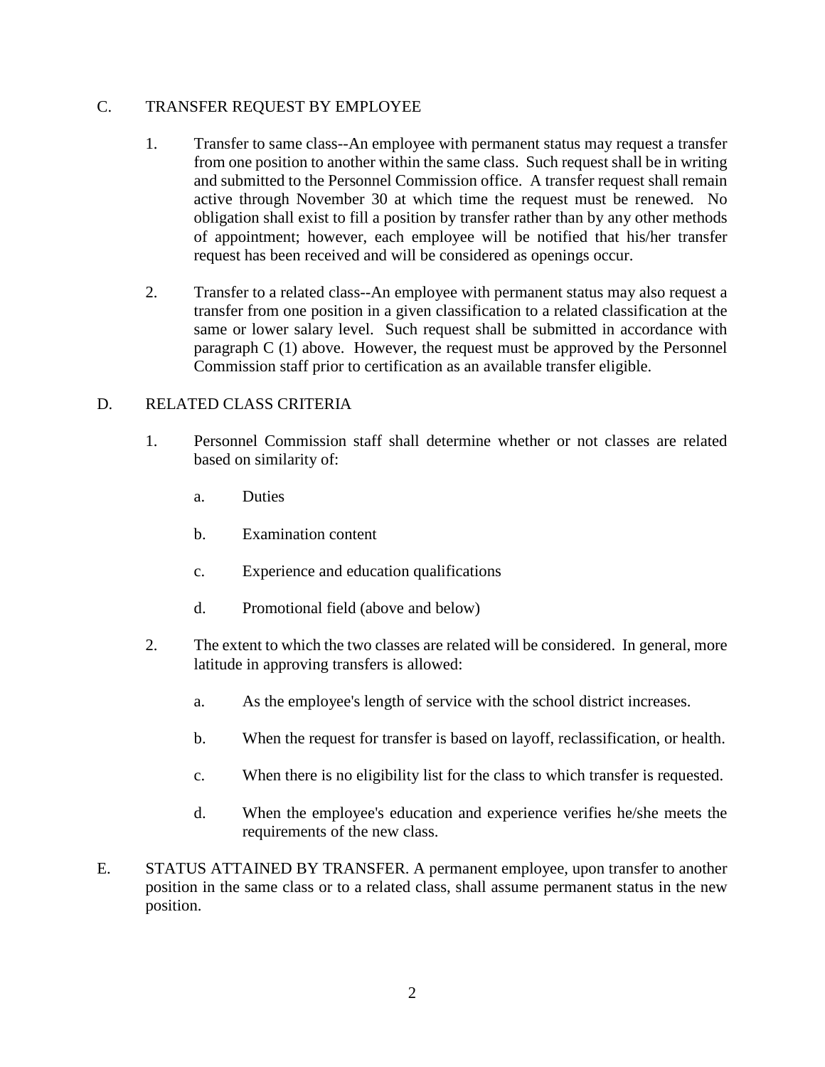## C. TRANSFER REQUEST BY EMPLOYEE

1. Transfer to same class--An employee with permanent status may request a transfer from one position to another within the same class. Such request shall be in writing and submitted to the Personnel Commission office. A transfer request shall remain active through November 30 at which time the request must be renewed. No obligation shall exist to fill a position by transfer rather than by any other methods of appointment; however, each employee will be notified that his/her transfer request has been received and will be considered as openings occur.

2. Transfer to a related class--An employee with permanent status may also request a transfer from one position in a given classification to a related classification at the same or lower salary level. Such request shall be submitted in accordance with paragraph C (1) above. However, the request must be approved by the Personnel Commission staff prior to certification as an available transfer eligible.

## D. RELATED CLASS CRITERIA

1. Personnel Commission staff shall determine whether or not classes are related based on similarity of:

   a. Duties

   b. Examination content

   c. Experience and education qualifications

   d. Promotional field (above and below)

2. The extent to which the two classes are related will be considered. In general, more latitude in approving transfers is allowed:

   a. As the employee's length of service with the school district increases.

   b. When the request for transfer is based on layoff, reclassification, or health.

   c. When there is no eligibility list for the class to which transfer is requested.

   d. When the employee's education and experience verifies he/she meets the requirements of the new class.

## E. STATUS ATTAINED BY TRANSFER.

A permanent employee, upon transfer to another position in the same class or to a related class, shall assume permanent status in the new position.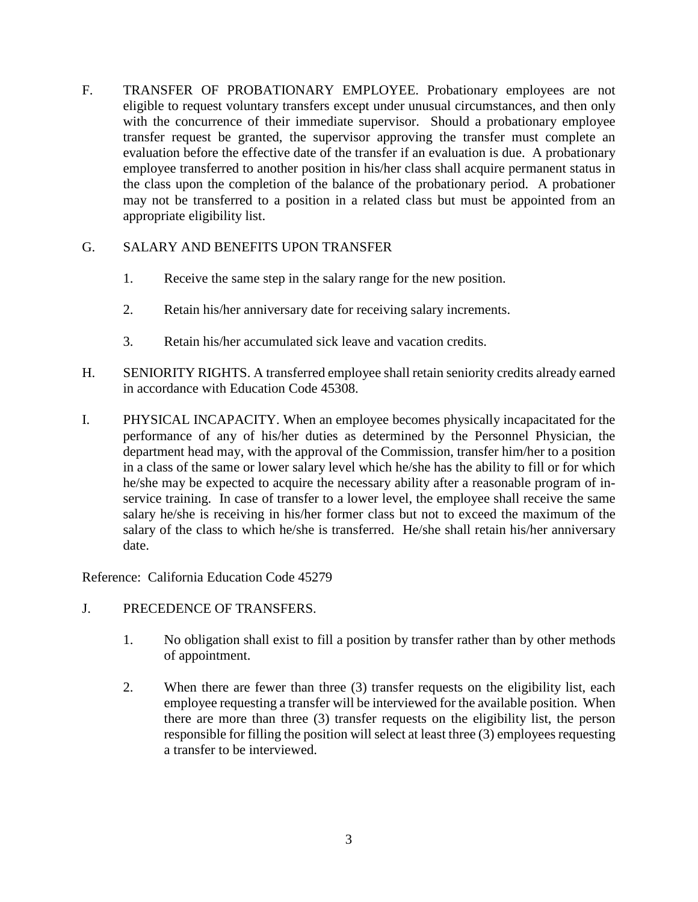F. TRANSFER OF PROBATIONARY EMPLOYEE. Probationary employees are not eligible to request voluntary transfers except under unusual circumstances, and then only with the concurrence of their immediate supervisor. Should a probationary employee transfer request be granted, the supervisor approving the transfer must complete an evaluation before the effective date of the transfer if an evaluation is due. A probationary employee transferred to another position in his/her class shall acquire permanent status in the class upon the completion of the balance of the probationary period. A probationer may not be transferred to a position in a related class but must be appointed from an appropriate eligibility list.

G. SALARY AND BENEFITS UPON TRANSFER

1. Receive the same step in the salary range for the new position.
2. Retain his/her anniversary date for receiving salary increments.
3. Retain his/her accumulated sick leave and vacation credits.

H. SENIORITY RIGHTS. A transferred employee shall retain seniority credits already earned in accordance with Education Code 45308.

I. PHYSICAL INCAPACITY. When an employee becomes physically incapacitated for the performance of any of his/her duties as determined by the Personnel Physician, the department head may, with the approval of the Commission, transfer him/her to a position in a class of the same or lower salary level which he/she has the ability to fill or for which he/she may be expected to acquire the necessary ability after a reasonable program of in-service training. In case of transfer to a lower level, the employee shall receive the same salary he/she is receiving in his/her former class but not to exceed the maximum of the salary of the class to which he/she is transferred. He/she shall retain his/her anniversary date.

Reference: California Education Code 45279

J. PRECEDENCE OF TRANSFERS.

1. No obligation shall exist to fill a position by transfer rather than by other methods of appointment.
2. When there are fewer than three (3) transfer requests on the eligibility list, each employee requesting a transfer will be interviewed for the available position. When there are more than three (3) transfer requests on the eligibility list, the person responsible for filling the position will select at least three (3) employees requesting a transfer to be interviewed.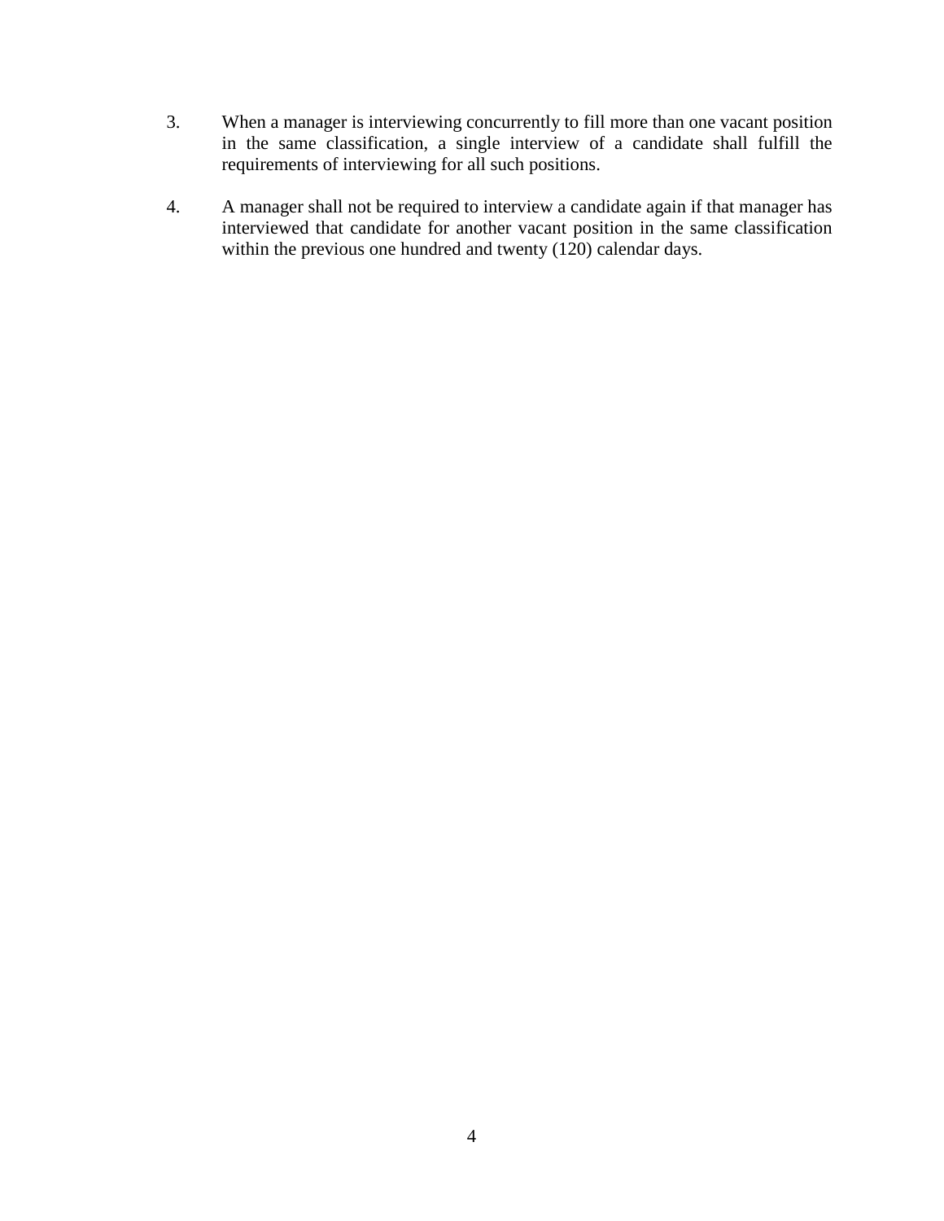3. When a manager is interviewing concurrently to fill more than one vacant position in the same classification, a single interview of a candidate shall fulfill the requirements of interviewing for all such positions.

4. A manager shall not be required to interview a candidate again if that manager has interviewed that candidate for another vacant position in the same classification within the previous one hundred and twenty (120) calendar days.